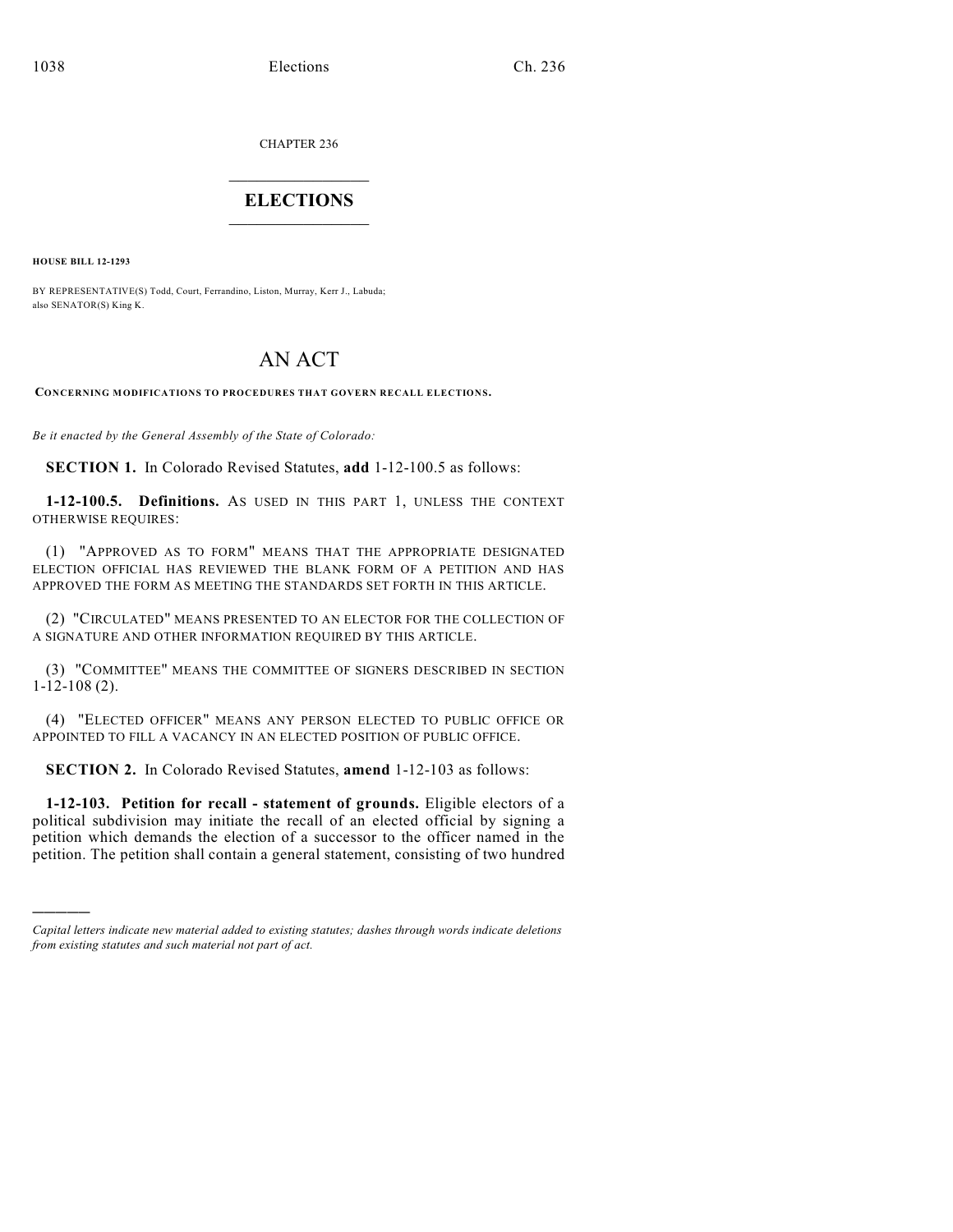CHAPTER 236

# ELECTIONS

**HOUSE BILL 12-1293**

BY REPRESENTATIVE(S) Todd, Court, Ferrandino, Liston, Murray, Kerr J., Labuda; also SENATOR(S) King K.

# AN ACT

**CONCERNING MODIFICATIONS TO PROCEDURES THAT GOVERN RECALL ELECTIONS.**

*Be it enacted by the General Assembly of the State of Colorado:*

**SECTION 1.** In Colorado Revised Statutes, **add** 1-12-100.5 as follows:

**1-12-100.5. Definitions.** AS USED IN THIS PART 1, UNLESS THE CONTEXT OTHERWISE REQUIRES:

(1) "APPROVED AS TO FORM" MEANS THAT THE APPROPRIATE DESIGNATED ELECTION OFFICIAL HAS REVIEWED THE BLANK FORM OF A PETITION AND HAS APPROVED THE FORM AS MEETING THE STANDARDS SET FORTH IN THIS ARTICLE.

(2) "CIRCULATED" MEANS PRESENTED TO AN ELECTOR FOR THE COLLECTION OF A SIGNATURE AND OTHER INFORMATION REQUIRED BY THIS ARTICLE.

(3) "COMMITTEE" MEANS THE COMMITTEE OF SIGNERS DESCRIBED IN SECTION 1-12-108 (2).

(4) "ELECTED OFFICER" MEANS ANY PERSON ELECTED TO PUBLIC OFFICE OR APPOINTED TO FILL A VACANCY IN AN ELECTED POSITION OF PUBLIC OFFICE.

**SECTION 2.** In Colorado Revised Statutes, **amend** 1-12-103 as follows:

**1-12-103. Petition for recall - statement of grounds.** Eligible electors of a political subdivision may initiate the recall of an elected official by signing a petition which demands the election of a successor to the officer named in the petition. The petition shall contain a general statement, consisting of two hundred

---

*Capital letters indicate new material added to existing statutes; dashes through words indicate deletions from existing statutes and such material not part of act.*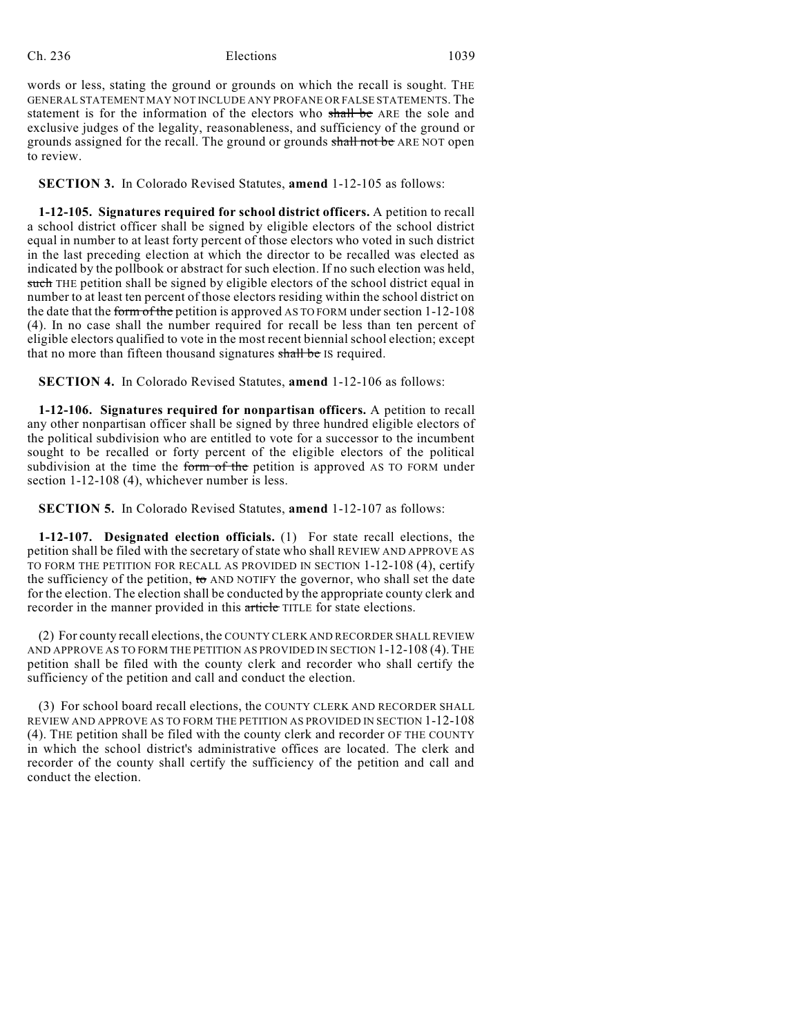words or less, stating the ground or grounds on which the recall is sought. THE GENERAL STATEMENT MAY NOT INCLUDE ANY PROFANE OR FALSE STATEMENTS. The statement is for the information of the electors who ~~shall be~~ ARE the sole and exclusive judges of the legality, reasonableness, and sufficiency of the ground or grounds assigned for the recall. The ground or grounds ~~shall not be~~ ARE NOT open to review.

**SECTION 3.** In Colorado Revised Statutes, **amend** 1-12-105 as follows:

**1-12-105. Signatures required for school district officers.** A petition to recall a school district officer shall be signed by eligible electors of the school district equal in number to at least forty percent of those electors who voted in such district in the last preceding election at which the director to be recalled was elected as indicated by the pollbook or abstract for such election. If no such election was held, ~~such~~ THE petition shall be signed by eligible electors of the school district equal in number to at least ten percent of those electors residing within the school district on the date that the ~~form of the~~ petition is approved AS TO FORM under section 1-12-108 (4). In no case shall the number required for recall be less than ten percent of eligible electors qualified to vote in the most recent biennial school election; except that no more than fifteen thousand signatures ~~shall be~~ IS required.

**SECTION 4.** In Colorado Revised Statutes, **amend** 1-12-106 as follows:

**1-12-106. Signatures required for nonpartisan officers.** A petition to recall any other nonpartisan officer shall be signed by three hundred eligible electors of the political subdivision who are entitled to vote for a successor to the incumbent sought to be recalled or forty percent of the eligible electors of the political subdivision at the time the ~~form of the~~ petition is approved AS TO FORM under section 1-12-108 (4), whichever number is less.

**SECTION 5.** In Colorado Revised Statutes, **amend** 1-12-107 as follows:

**1-12-107. Designated election officials.** (1) For state recall elections, the petition shall be filed with the secretary of state who shall REVIEW AND APPROVE AS TO FORM THE PETITION FOR RECALL AS PROVIDED IN SECTION 1-12-108 (4), certify the sufficiency of the petition, ~~to~~ AND NOTIFY the governor, who shall set the date for the election. The election shall be conducted by the appropriate county clerk and recorder in the manner provided in this ~~article~~ TITLE for state elections.

(2) For county recall elections, the COUNTY CLERK AND RECORDER SHALL REVIEW AND APPROVE AS TO FORM THE PETITION AS PROVIDED IN SECTION 1-12-108 (4). THE petition shall be filed with the county clerk and recorder who shall certify the sufficiency of the petition and call and conduct the election.

(3) For school board recall elections, the COUNTY CLERK AND RECORDER SHALL REVIEW AND APPROVE AS TO FORM THE PETITION AS PROVIDED IN SECTION 1-12-108 (4). THE petition shall be filed with the county clerk and recorder OF THE COUNTY in which the school district's administrative offices are located. The clerk and recorder of the county shall certify the sufficiency of the petition and call and conduct the election.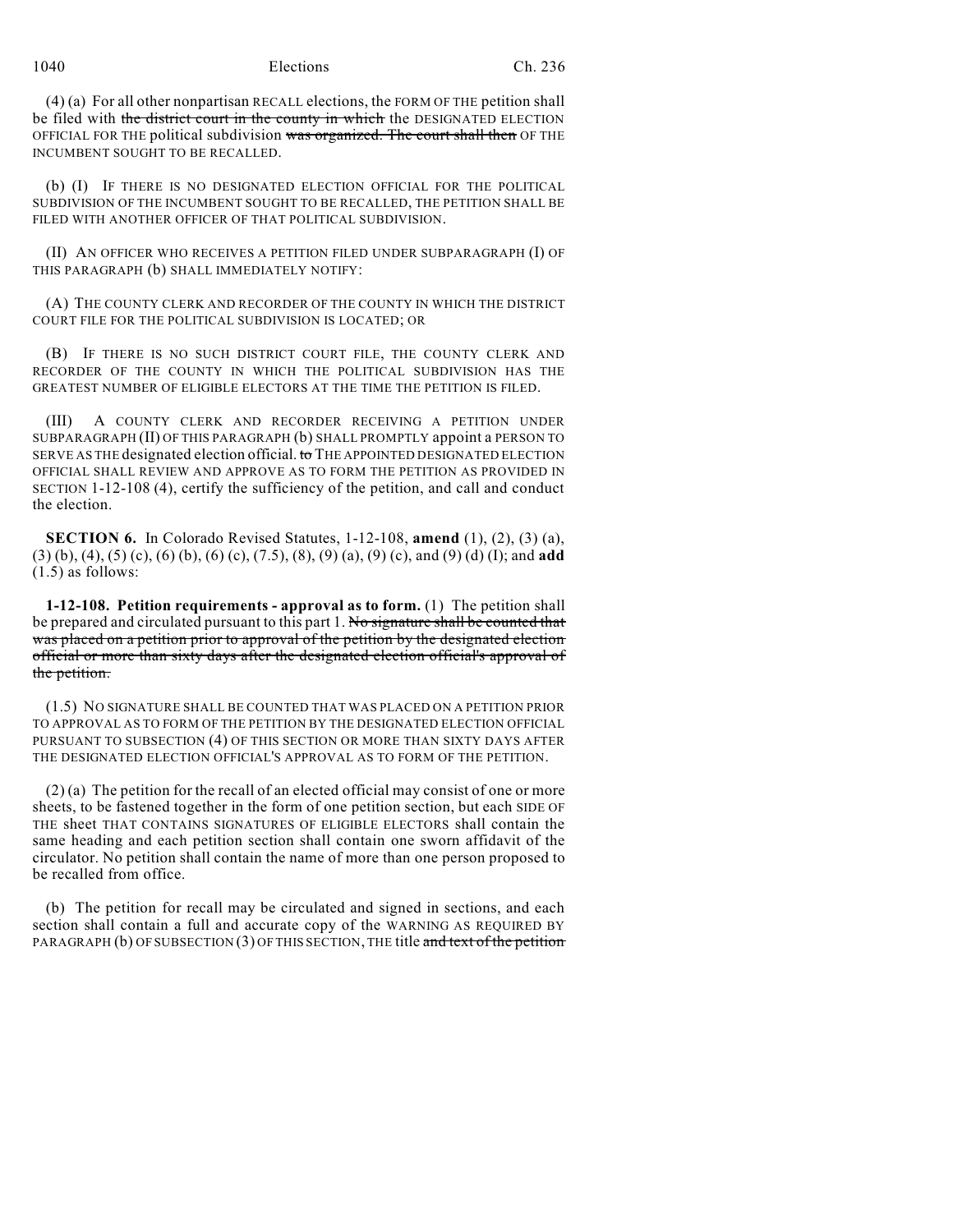(4) (a) For all other nonpartisan RECALL elections, the FORM OF THE petition shall be filed with ~~the district court in the county in which~~ the DESIGNATED ELECTION OFFICIAL FOR THE political subdivision ~~was organized. The court shall then~~ OF THE INCUMBENT SOUGHT TO BE RECALLED.

(b) (I) IF THERE IS NO DESIGNATED ELECTION OFFICIAL FOR THE POLITICAL SUBDIVISION OF THE INCUMBENT SOUGHT TO BE RECALLED, THE PETITION SHALL BE FILED WITH ANOTHER OFFICER OF THAT POLITICAL SUBDIVISION.

(II) AN OFFICER WHO RECEIVES A PETITION FILED UNDER SUBPARAGRAPH (I) OF THIS PARAGRAPH (b) SHALL IMMEDIATELY NOTIFY:

(A) THE COUNTY CLERK AND RECORDER OF THE COUNTY IN WHICH THE DISTRICT COURT FILE FOR THE POLITICAL SUBDIVISION IS LOCATED; OR

(B) IF THERE IS NO SUCH DISTRICT COURT FILE, THE COUNTY CLERK AND RECORDER OF THE COUNTY IN WHICH THE POLITICAL SUBDIVISION HAS THE GREATEST NUMBER OF ELIGIBLE ELECTORS AT THE TIME THE PETITION IS FILED.

(III) A COUNTY CLERK AND RECORDER RECEIVING A PETITION UNDER SUBPARAGRAPH (II) OF THIS PARAGRAPH (b) SHALL PROMPTLY appoint a PERSON TO SERVE AS THE designated election official. ~~to~~ THE APPOINTED DESIGNATED ELECTION OFFICIAL SHALL REVIEW AND APPROVE AS TO FORM THE PETITION AS PROVIDED IN SECTION 1-12-108 (4), certify the sufficiency of the petition, and call and conduct the election.

**SECTION 6.** In Colorado Revised Statutes, 1-12-108, **amend** (1), (2), (3) (a), (3) (b), (4), (5) (c), (6) (b), (6) (c), (7.5), (8), (9) (a), (9) (c), and (9) (d) (I); and **add** (1.5) as follows:

**1-12-108. Petition requirements - approval as to form.** (1) The petition shall be prepared and circulated pursuant to this part 1. ~~No signature shall be counted that was placed on a petition prior to approval of the petition by the designated election official or more than sixty days after the designated election official's approval of the petition.~~

(1.5) NO SIGNATURE SHALL BE COUNTED THAT WAS PLACED ON A PETITION PRIOR TO APPROVAL AS TO FORM OF THE PETITION BY THE DESIGNATED ELECTION OFFICIAL PURSUANT TO SUBSECTION (4) OF THIS SECTION OR MORE THAN SIXTY DAYS AFTER THE DESIGNATED ELECTION OFFICIAL'S APPROVAL AS TO FORM OF THE PETITION.

(2) (a) The petition for the recall of an elected official may consist of one or more sheets, to be fastened together in the form of one petition section, but each SIDE OF THE sheet THAT CONTAINS SIGNATURES OF ELIGIBLE ELECTORS shall contain the same heading and each petition section shall contain one sworn affidavit of the circulator. No petition shall contain the name of more than one person proposed to be recalled from office.

(b) The petition for recall may be circulated and signed in sections, and each section shall contain a full and accurate copy of the WARNING AS REQUIRED BY PARAGRAPH (b) OF SUBSECTION (3) OF THIS SECTION, THE title ~~and text of the petition~~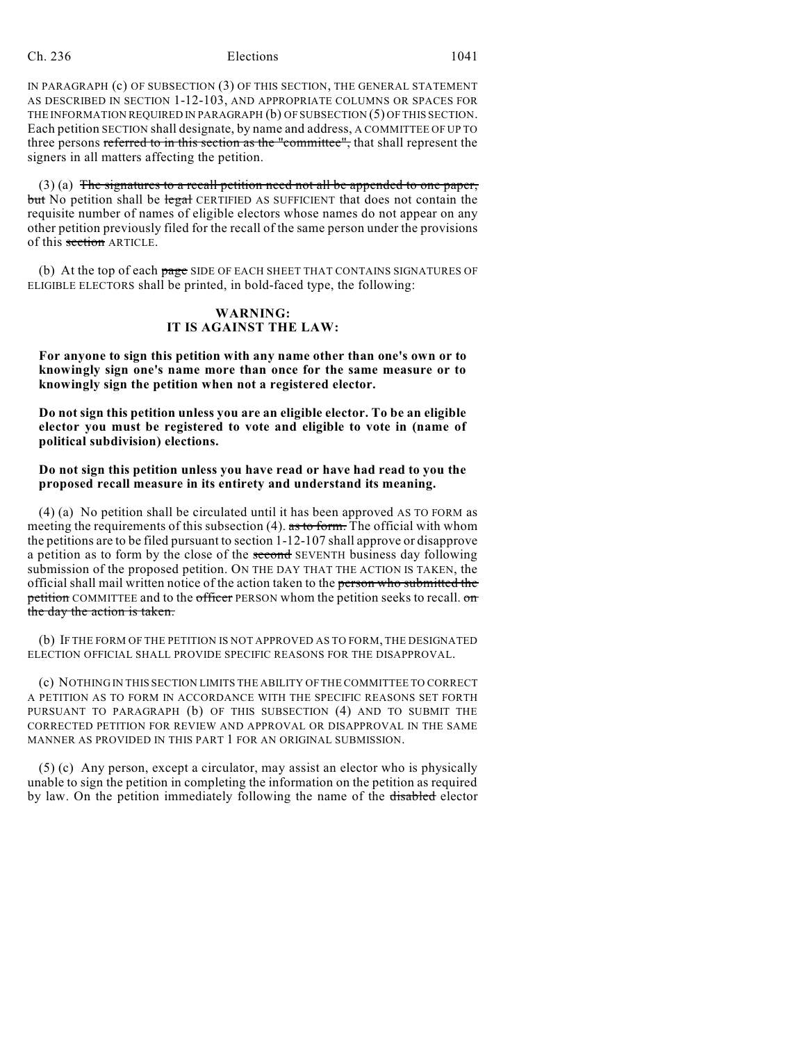IN PARAGRAPH (c) OF SUBSECTION (3) OF THIS SECTION, THE GENERAL STATEMENT AS DESCRIBED IN SECTION 1-12-103, AND APPROPRIATE COLUMNS OR SPACES FOR THE INFORMATION REQUIRED IN PARAGRAPH (b) OF SUBSECTION (5) OF THIS SECTION. Each petition SECTION shall designate, by name and address, A COMMITTEE OF UP TO three persons ~~referred to in this section as the "committee",~~ that shall represent the signers in all matters affecting the petition.

(3) (a) ~~The signatures to a recall petition need not all be appended to one paper, but~~ No petition shall be ~~legal~~ CERTIFIED AS SUFFICIENT that does not contain the requisite number of names of eligible electors whose names do not appear on any other petition previously filed for the recall of the same person under the provisions of this ~~section~~ ARTICLE.

(b) At the top of each ~~page~~ SIDE OF EACH SHEET THAT CONTAINS SIGNATURES OF ELIGIBLE ELECTORS shall be printed, in bold-faced type, the following:

**WARNING:**
**IT IS AGAINST THE LAW:**

**For anyone to sign this petition with any name other than one's own or to knowingly sign one's name more than once for the same measure or to knowingly sign the petition when not a registered elector.**

**Do not sign this petition unless you are an eligible elector. To be an eligible elector you must be registered to vote and eligible to vote in (name of political subdivision) elections.**

**Do not sign this petition unless you have read or have had read to you the proposed recall measure in its entirety and understand its meaning.**

(4) (a) No petition shall be circulated until it has been approved AS TO FORM as meeting the requirements of this subsection (4). ~~as to form.~~ The official with whom the petitions are to be filed pursuant to section 1-12-107 shall approve or disapprove a petition as to form by the close of the ~~second~~ SEVENTH business day following submission of the proposed petition. ON THE DAY THAT THE ACTION IS TAKEN, the official shall mail written notice of the action taken to the ~~person who submitted the petition~~ COMMITTEE and to the ~~officer~~ PERSON whom the petition seeks to recall. ~~on the day the action is taken.~~

(b) IF THE FORM OF THE PETITION IS NOT APPROVED AS TO FORM, THE DESIGNATED ELECTION OFFICIAL SHALL PROVIDE SPECIFIC REASONS FOR THE DISAPPROVAL.

(c) NOTHING IN THIS SECTION LIMITS THE ABILITY OF THE COMMITTEE TO CORRECT A PETITION AS TO FORM IN ACCORDANCE WITH THE SPECIFIC REASONS SET FORTH PURSUANT TO PARAGRAPH (b) OF THIS SUBSECTION (4) AND TO SUBMIT THE CORRECTED PETITION FOR REVIEW AND APPROVAL OR DISAPPROVAL IN THE SAME MANNER AS PROVIDED IN THIS PART 1 FOR AN ORIGINAL SUBMISSION.

(5) (c) Any person, except a circulator, may assist an elector who is physically unable to sign the petition in completing the information on the petition as required by law. On the petition immediately following the name of the ~~disabled~~ elector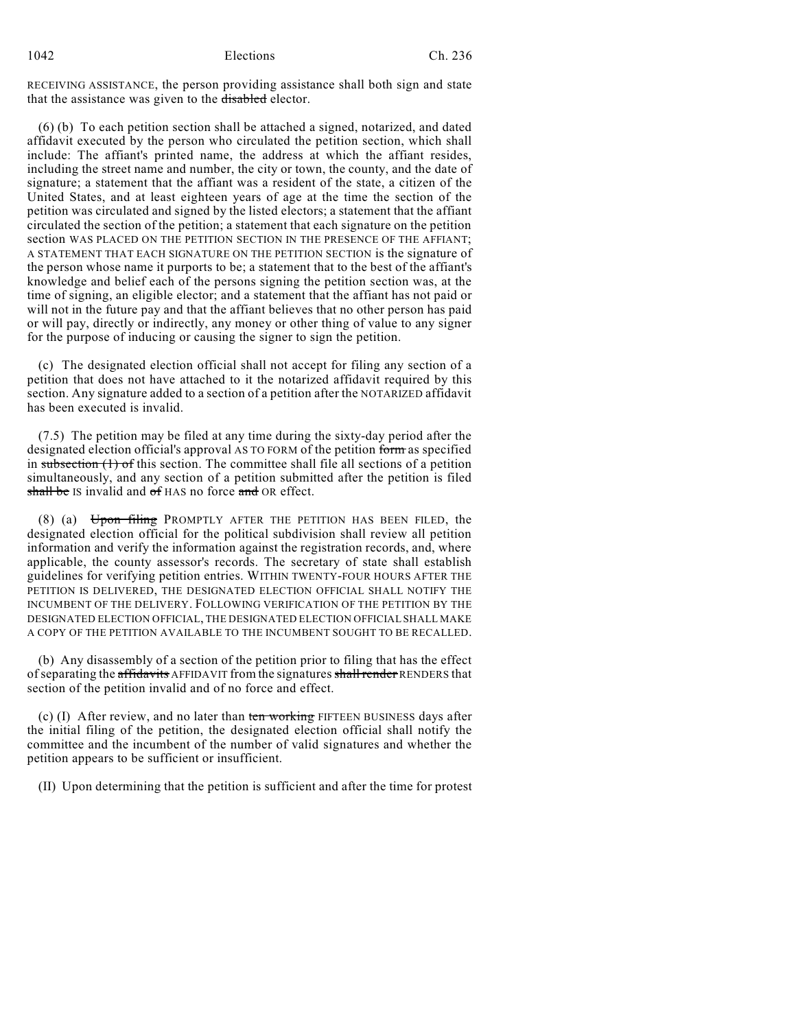RECEIVING ASSISTANCE, the person providing assistance shall both sign and state that the assistance was given to the ~~disabled~~ elector.

(6) (b) To each petition section shall be attached a signed, notarized, and dated affidavit executed by the person who circulated the petition section, which shall include: The affiant's printed name, the address at which the affiant resides, including the street name and number, the city or town, the county, and the date of signature; a statement that the affiant was a resident of the state, a citizen of the United States, and at least eighteen years of age at the time the section of the petition was circulated and signed by the listed electors; a statement that the affiant circulated the section of the petition; a statement that each signature on the petition section WAS PLACED ON THE PETITION SECTION IN THE PRESENCE OF THE AFFIANT; A STATEMENT THAT EACH SIGNATURE ON THE PETITION SECTION is the signature of the person whose name it purports to be; a statement that to the best of the affiant's knowledge and belief each of the persons signing the petition section was, at the time of signing, an eligible elector; and a statement that the affiant has not paid or will not in the future pay and that the affiant believes that no other person has paid or will pay, directly or indirectly, any money or other thing of value to any signer for the purpose of inducing or causing the signer to sign the petition.

(c) The designated election official shall not accept for filing any section of a petition that does not have attached to it the notarized affidavit required by this section. Any signature added to a section of a petition after the NOTARIZED affidavit has been executed is invalid.

(7.5) The petition may be filed at any time during the sixty-day period after the designated election official's approval AS TO FORM of the petition ~~form~~ as specified in ~~subsection (1) of~~ this section. The committee shall file all sections of a petition simultaneously, and any section of a petition submitted after the petition is filed ~~shall be~~ IS invalid and ~~of~~ HAS no force ~~and~~ OR effect.

(8) (a) ~~Upon filing~~ PROMPTLY AFTER THE PETITION HAS BEEN FILED, the designated election official for the political subdivision shall review all petition information and verify the information against the registration records, and, where applicable, the county assessor's records. The secretary of state shall establish guidelines for verifying petition entries. WITHIN TWENTY-FOUR HOURS AFTER THE PETITION IS DELIVERED, THE DESIGNATED ELECTION OFFICIAL SHALL NOTIFY THE INCUMBENT OF THE DELIVERY. FOLLOWING VERIFICATION OF THE PETITION BY THE DESIGNATED ELECTION OFFICIAL, THE DESIGNATED ELECTION OFFICIAL SHALL MAKE A COPY OF THE PETITION AVAILABLE TO THE INCUMBENT SOUGHT TO BE RECALLED.

(b) Any disassembly of a section of the petition prior to filing that has the effect of separating the ~~affidavits~~ AFFIDAVIT from the signatures ~~shall render~~ RENDERS that section of the petition invalid and of no force and effect.

(c) (I) After review, and no later than ~~ten working~~ FIFTEEN BUSINESS days after the initial filing of the petition, the designated election official shall notify the committee and the incumbent of the number of valid signatures and whether the petition appears to be sufficient or insufficient.

(II) Upon determining that the petition is sufficient and after the time for protest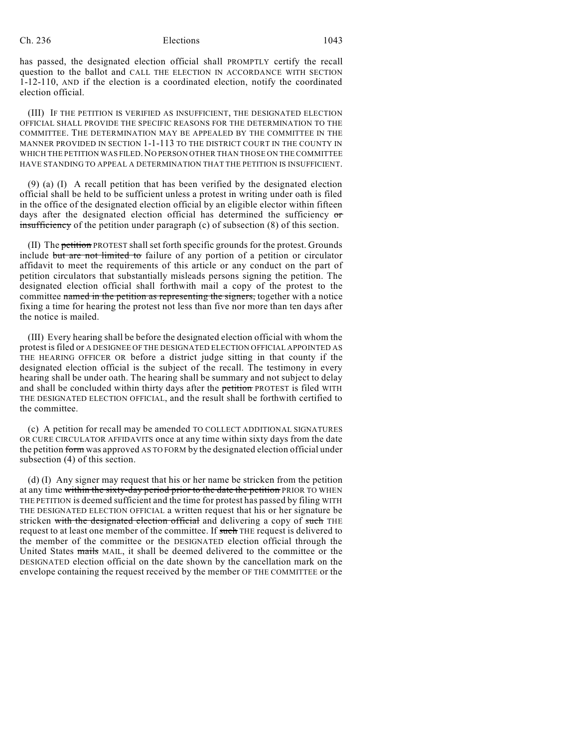has passed, the designated election official shall PROMPTLY certify the recall question to the ballot and CALL THE ELECTION IN ACCORDANCE WITH SECTION 1-12-110, AND if the election is a coordinated election, notify the coordinated election official.

(III) IF THE PETITION IS VERIFIED AS INSUFFICIENT, THE DESIGNATED ELECTION OFFICIAL SHALL PROVIDE THE SPECIFIC REASONS FOR THE DETERMINATION TO THE COMMITTEE. THE DETERMINATION MAY BE APPEALED BY THE COMMITTEE IN THE MANNER PROVIDED IN SECTION 1-1-113 TO THE DISTRICT COURT IN THE COUNTY IN WHICH THE PETITION WAS FILED. NO PERSON OTHER THAN THOSE ON THE COMMITTEE HAVE STANDING TO APPEAL A DETERMINATION THAT THE PETITION IS INSUFFICIENT.

(9) (a) (I) A recall petition that has been verified by the designated election official shall be held to be sufficient unless a protest in writing under oath is filed in the office of the designated election official by an eligible elector within fifteen days after the designated election official has determined the sufficiency ~~or insufficiency~~ of the petition under paragraph (c) of subsection (8) of this section.

(II) The ~~petition~~ PROTEST shall set forth specific grounds for the protest. Grounds include ~~but are not limited to~~ failure of any portion of a petition or circulator affidavit to meet the requirements of this article or any conduct on the part of petition circulators that substantially misleads persons signing the petition. The designated election official shall forthwith mail a copy of the protest to the committee ~~named in the petition as representing the signers,~~ together with a notice fixing a time for hearing the protest not less than five nor more than ten days after the notice is mailed.

(III) Every hearing shall be before the designated election official with whom the protest is filed or A DESIGNEE OF THE DESIGNATED ELECTION OFFICIAL APPOINTED AS THE HEARING OFFICER OR before a district judge sitting in that county if the designated election official is the subject of the recall. The testimony in every hearing shall be under oath. The hearing shall be summary and not subject to delay and shall be concluded within thirty days after the ~~petition~~ PROTEST is filed WITH THE DESIGNATED ELECTION OFFICIAL, and the result shall be forthwith certified to the committee.

(c) A petition for recall may be amended TO COLLECT ADDITIONAL SIGNATURES OR CURE CIRCULATOR AFFIDAVITS once at any time within sixty days from the date the petition ~~form~~ was approved AS TO FORM by the designated election official under subsection (4) of this section.

(d) (I) Any signer may request that his or her name be stricken from the petition at any time ~~within the sixty-day period prior to the date the petition~~ PRIOR TO WHEN THE PETITION is deemed sufficient and the time for protest has passed by filing WITH THE DESIGNATED ELECTION OFFICIAL a written request that his or her signature be stricken ~~with the designated election official~~ and delivering a copy of ~~such~~ THE request to at least one member of the committee. If ~~such~~ THE request is delivered to the member of the committee or the DESIGNATED election official through the United States ~~mails~~ MAIL, it shall be deemed delivered to the committee or the DESIGNATED election official on the date shown by the cancellation mark on the envelope containing the request received by the member OF THE COMMITTEE or the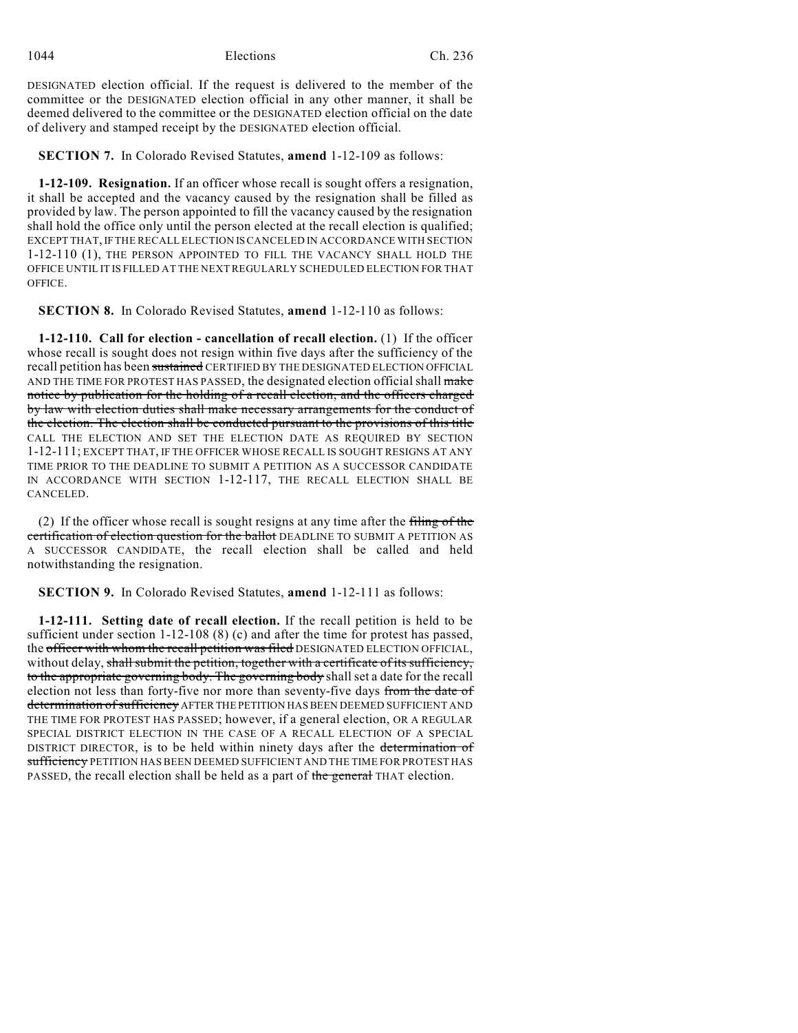DESIGNATED election official. If the request is delivered to the member of the committee or the DESIGNATED election official in any other manner, it shall be deemed delivered to the committee or the DESIGNATED election official on the date of delivery and stamped receipt by the DESIGNATED election official.

**SECTION 7.** In Colorado Revised Statutes, **amend** 1-12-109 as follows:

**1-12-109. Resignation.** If an officer whose recall is sought offers a resignation, it shall be accepted and the vacancy caused by the resignation shall be filled as provided by law. The person appointed to fill the vacancy caused by the resignation shall hold the office only until the person elected at the recall election is qualified; EXCEPT THAT, IF THE RECALL ELECTION IS CANCELED IN ACCORDANCE WITH SECTION 1-12-110 (1), THE PERSON APPOINTED TO FILL THE VACANCY SHALL HOLD THE OFFICE UNTIL IT IS FILLED AT THE NEXT REGULARLY SCHEDULED ELECTION FOR THAT OFFICE.

**SECTION 8.** In Colorado Revised Statutes, **amend** 1-12-110 as follows:

**1-12-110. Call for election - cancellation of recall election.** (1) If the officer whose recall is sought does not resign within five days after the sufficiency of the recall petition has been ~~sustained~~ CERTIFIED BY THE DESIGNATED ELECTION OFFICIAL AND THE TIME FOR PROTEST HAS PASSED, the designated election official shall ~~make notice by publication for the holding of a recall election, and the officers charged by law with election duties shall make necessary arrangements for the conduct of the election. The election shall be conducted pursuant to the provisions of this title~~ CALL THE ELECTION AND SET THE ELECTION DATE AS REQUIRED BY SECTION 1-12-111; EXCEPT THAT, IF THE OFFICER WHOSE RECALL IS SOUGHT RESIGNS AT ANY TIME PRIOR TO THE DEADLINE TO SUBMIT A PETITION AS A SUCCESSOR CANDIDATE IN ACCORDANCE WITH SECTION 1-12-117, THE RECALL ELECTION SHALL BE CANCELED.

(2) If the officer whose recall is sought resigns at any time after the ~~filing of the certification of election question for the ballot~~ DEADLINE TO SUBMIT A PETITION AS A SUCCESSOR CANDIDATE, the recall election shall be called and held notwithstanding the resignation.

**SECTION 9.** In Colorado Revised Statutes, **amend** 1-12-111 as follows:

**1-12-111. Setting date of recall election.** If the recall petition is held to be sufficient under section 1-12-108 (8) (c) and after the time for protest has passed, the ~~officer with whom the recall petition was filed~~ DESIGNATED ELECTION OFFICIAL, without delay, ~~shall submit the petition, together with a certificate of its sufficiency, to the appropriate governing body. The governing body~~ shall set a date for the recall election not less than forty-five nor more than seventy-five days ~~from the date of determination of sufficiency~~ AFTER THE PETITION HAS BEEN DEEMED SUFFICIENT AND THE TIME FOR PROTEST HAS PASSED; however, if a general election, OR A REGULAR SPECIAL DISTRICT ELECTION IN THE CASE OF A RECALL ELECTION OF A SPECIAL DISTRICT DIRECTOR, is to be held within ninety days after the ~~determination of sufficiency~~ PETITION HAS BEEN DEEMED SUFFICIENT AND THE TIME FOR PROTEST HAS PASSED, the recall election shall be held as a part of ~~the general~~ THAT election.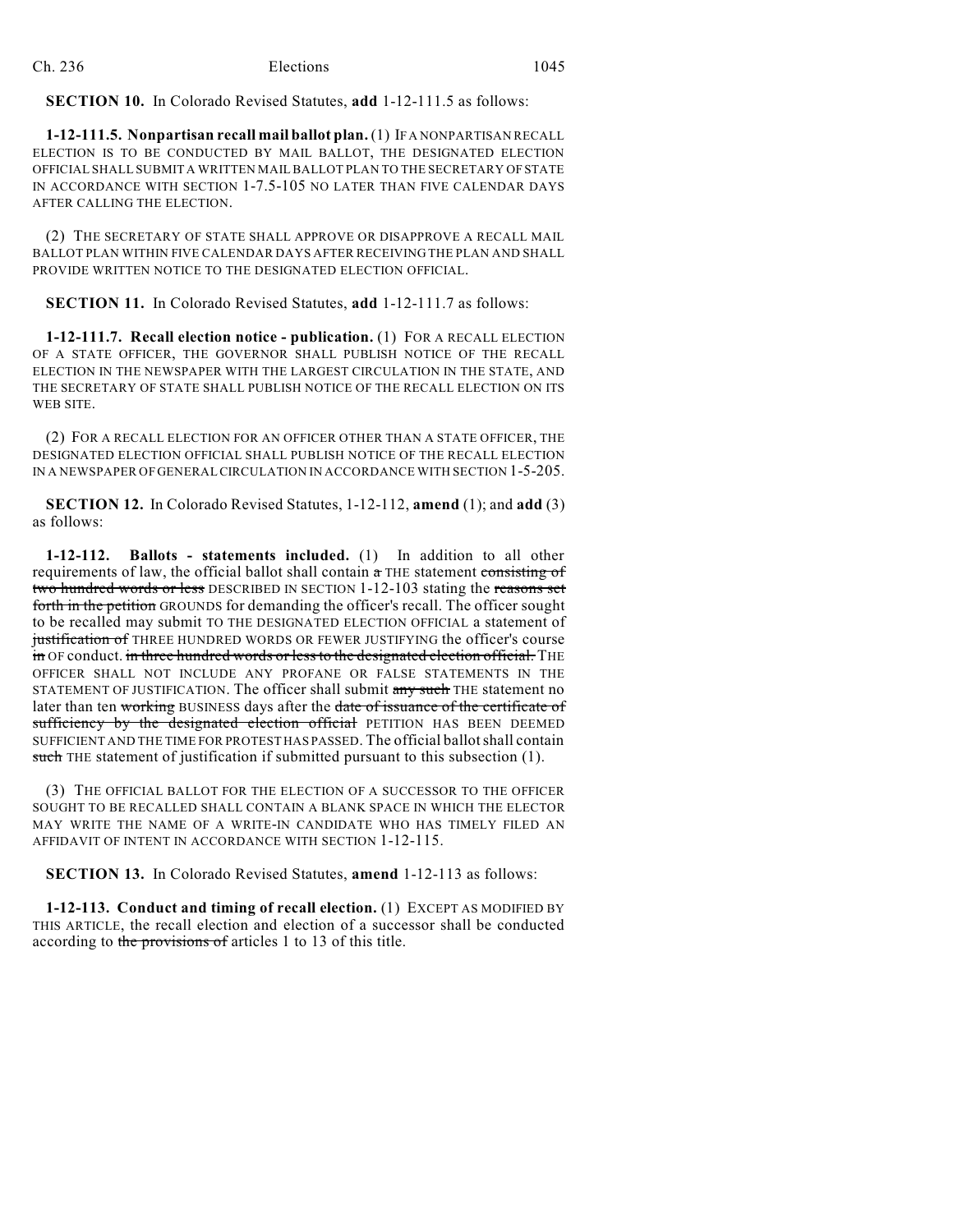**SECTION 10.** In Colorado Revised Statutes, **add** 1-12-111.5 as follows:

**1-12-111.5. Nonpartisan recall mail ballot plan.** (1) IF A NONPARTISAN RECALL ELECTION IS TO BE CONDUCTED BY MAIL BALLOT, THE DESIGNATED ELECTION OFFICIAL SHALL SUBMIT A WRITTEN MAIL BALLOT PLAN TO THE SECRETARY OF STATE IN ACCORDANCE WITH SECTION 1-7.5-105 NO LATER THAN FIVE CALENDAR DAYS AFTER CALLING THE ELECTION.

(2) THE SECRETARY OF STATE SHALL APPROVE OR DISAPPROVE A RECALL MAIL BALLOT PLAN WITHIN FIVE CALENDAR DAYS AFTER RECEIVING THE PLAN AND SHALL PROVIDE WRITTEN NOTICE TO THE DESIGNATED ELECTION OFFICIAL.

**SECTION 11.** In Colorado Revised Statutes, **add** 1-12-111.7 as follows:

**1-12-111.7. Recall election notice - publication.** (1) FOR A RECALL ELECTION OF A STATE OFFICER, THE GOVERNOR SHALL PUBLISH NOTICE OF THE RECALL ELECTION IN THE NEWSPAPER WITH THE LARGEST CIRCULATION IN THE STATE, AND THE SECRETARY OF STATE SHALL PUBLISH NOTICE OF THE RECALL ELECTION ON ITS WEB SITE.

(2) FOR A RECALL ELECTION FOR AN OFFICER OTHER THAN A STATE OFFICER, THE DESIGNATED ELECTION OFFICIAL SHALL PUBLISH NOTICE OF THE RECALL ELECTION IN A NEWSPAPER OF GENERAL CIRCULATION IN ACCORDANCE WITH SECTION 1-5-205.

**SECTION 12.** In Colorado Revised Statutes, 1-12-112, **amend** (1); and **add** (3) as follows:

**1-12-112. Ballots - statements included.** (1) In addition to all other requirements of law, the official ballot shall contain ~~a~~ THE statement ~~consisting of two hundred words or less~~ DESCRIBED IN SECTION 1-12-103 stating the ~~reasons set forth in the petition~~ GROUNDS for demanding the officer's recall. The officer sought to be recalled may submit TO THE DESIGNATED ELECTION OFFICIAL a statement of ~~justification of~~ THREE HUNDRED WORDS OR FEWER JUSTIFYING the officer's course ~~in~~ OF conduct. ~~in three hundred words or less to the designated election official.~~ THE OFFICER SHALL NOT INCLUDE ANY PROFANE OR FALSE STATEMENTS IN THE STATEMENT OF JUSTIFICATION. The officer shall submit ~~any such~~ THE statement no later than ten ~~working~~ BUSINESS days after the ~~date of issuance of the certificate of sufficiency by the designated election official~~ PETITION HAS BEEN DEEMED SUFFICIENT AND THE TIME FOR PROTEST HAS PASSED. The official ballot shall contain ~~such~~ THE statement of justification if submitted pursuant to this subsection (1).

(3) THE OFFICIAL BALLOT FOR THE ELECTION OF A SUCCESSOR TO THE OFFICER SOUGHT TO BE RECALLED SHALL CONTAIN A BLANK SPACE IN WHICH THE ELECTOR MAY WRITE THE NAME OF A WRITE-IN CANDIDATE WHO HAS TIMELY FILED AN AFFIDAVIT OF INTENT IN ACCORDANCE WITH SECTION 1-12-115.

**SECTION 13.** In Colorado Revised Statutes, **amend** 1-12-113 as follows:

**1-12-113. Conduct and timing of recall election.** (1) EXCEPT AS MODIFIED BY THIS ARTICLE, the recall election and election of a successor shall be conducted according to ~~the provisions of~~ articles 1 to 13 of this title.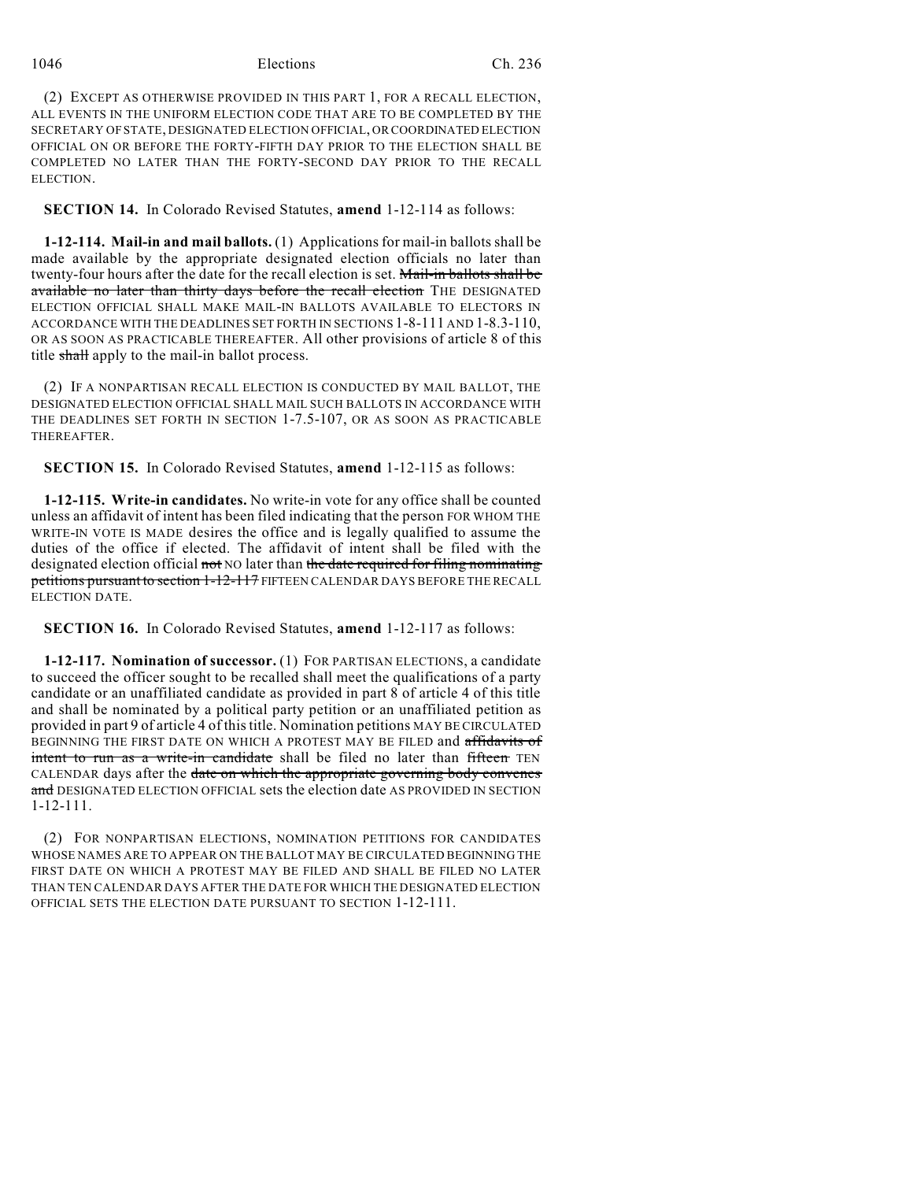(2) EXCEPT AS OTHERWISE PROVIDED IN THIS PART 1, FOR A RECALL ELECTION, ALL EVENTS IN THE UNIFORM ELECTION CODE THAT ARE TO BE COMPLETED BY THE SECRETARY OF STATE, DESIGNATED ELECTION OFFICIAL, OR COORDINATED ELECTION OFFICIAL ON OR BEFORE THE FORTY-FIFTH DAY PRIOR TO THE ELECTION SHALL BE COMPLETED NO LATER THAN THE FORTY-SECOND DAY PRIOR TO THE RECALL ELECTION.

**SECTION 14.** In Colorado Revised Statutes, **amend** 1-12-114 as follows:

**1-12-114. Mail-in and mail ballots.** (1) Applications for mail-in ballots shall be made available by the appropriate designated election officials no later than twenty-four hours after the date for the recall election is set. ~~Mail-in ballots shall be available no later than thirty days before the recall election~~ THE DESIGNATED ELECTION OFFICIAL SHALL MAKE MAIL-IN BALLOTS AVAILABLE TO ELECTORS IN ACCORDANCE WITH THE DEADLINES SET FORTH IN SECTIONS 1-8-111 AND 1-8.3-110, OR AS SOON AS PRACTICABLE THEREAFTER. All other provisions of article 8 of this title ~~shall~~ apply to the mail-in ballot process.

(2) IF A NONPARTISAN RECALL ELECTION IS CONDUCTED BY MAIL BALLOT, THE DESIGNATED ELECTION OFFICIAL SHALL MAIL SUCH BALLOTS IN ACCORDANCE WITH THE DEADLINES SET FORTH IN SECTION 1-7.5-107, OR AS SOON AS PRACTICABLE THEREAFTER.

**SECTION 15.** In Colorado Revised Statutes, **amend** 1-12-115 as follows:

**1-12-115. Write-in candidates.** No write-in vote for any office shall be counted unless an affidavit of intent has been filed indicating that the person FOR WHOM THE WRITE-IN VOTE IS MADE desires the office and is legally qualified to assume the duties of the office if elected. The affidavit of intent shall be filed with the designated election official ~~not~~ NO later than ~~the date required for filing nominating petitions pursuant to section 1-12-117~~ FIFTEEN CALENDAR DAYS BEFORE THE RECALL ELECTION DATE.

**SECTION 16.** In Colorado Revised Statutes, **amend** 1-12-117 as follows:

**1-12-117. Nomination of successor.** (1) FOR PARTISAN ELECTIONS, a candidate to succeed the officer sought to be recalled shall meet the qualifications of a party candidate or an unaffiliated candidate as provided in part 8 of article 4 of this title and shall be nominated by a political party petition or an unaffiliated petition as provided in part 9 of article 4 of this title. Nomination petitions MAY BE CIRCULATED BEGINNING THE FIRST DATE ON WHICH A PROTEST MAY BE FILED and ~~affidavits of intent to run as a write-in candidate~~ shall be filed no later than ~~fifteen~~ TEN CALENDAR days after the ~~date on which the appropriate governing body convenes and~~ DESIGNATED ELECTION OFFICIAL sets the election date AS PROVIDED IN SECTION 1-12-111.

(2) FOR NONPARTISAN ELECTIONS, NOMINATION PETITIONS FOR CANDIDATES WHOSE NAMES ARE TO APPEAR ON THE BALLOT MAY BE CIRCULATED BEGINNING THE FIRST DATE ON WHICH A PROTEST MAY BE FILED AND SHALL BE FILED NO LATER THAN TEN CALENDAR DAYS AFTER THE DATE FOR WHICH THE DESIGNATED ELECTION OFFICIAL SETS THE ELECTION DATE PURSUANT TO SECTION 1-12-111.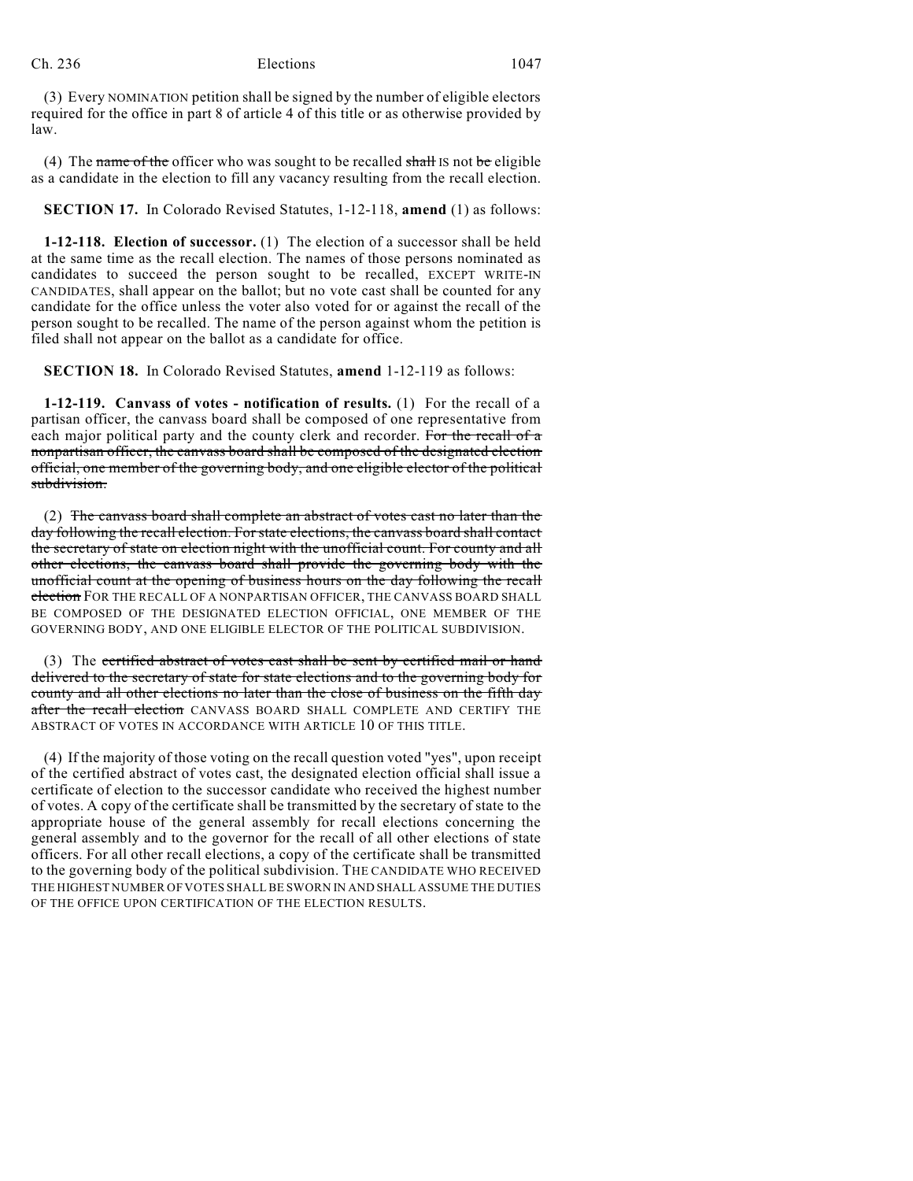(3) Every NOMINATION petition shall be signed by the number of eligible electors required for the office in part 8 of article 4 of this title or as otherwise provided by law.

(4) The ~~name of the~~ officer who was sought to be recalled ~~shall~~ IS not ~~be~~ eligible as a candidate in the election to fill any vacancy resulting from the recall election.

**SECTION 17.** In Colorado Revised Statutes, 1-12-118, **amend** (1) as follows:

**1-12-118. Election of successor.** (1) The election of a successor shall be held at the same time as the recall election. The names of those persons nominated as candidates to succeed the person sought to be recalled, EXCEPT WRITE-IN CANDIDATES, shall appear on the ballot; but no vote cast shall be counted for any candidate for the office unless the voter also voted for or against the recall of the person sought to be recalled. The name of the person against whom the petition is filed shall not appear on the ballot as a candidate for office.

**SECTION 18.** In Colorado Revised Statutes, **amend** 1-12-119 as follows:

**1-12-119. Canvass of votes - notification of results.** (1) For the recall of a partisan officer, the canvass board shall be composed of one representative from each major political party and the county clerk and recorder. ~~For the recall of a nonpartisan officer, the canvass board shall be composed of the designated election official, one member of the governing body, and one eligible elector of the political subdivision.~~

(2) ~~The canvass board shall complete an abstract of votes cast no later than the day following the recall election. For state elections, the canvass board shall contact the secretary of state on election night with the unofficial count. For county and all other elections, the canvass board shall provide the governing body with the unofficial count at the opening of business hours on the day following the recall election~~ FOR THE RECALL OF A NONPARTISAN OFFICER, THE CANVASS BOARD SHALL BE COMPOSED OF THE DESIGNATED ELECTION OFFICIAL, ONE MEMBER OF THE GOVERNING BODY, AND ONE ELIGIBLE ELECTOR OF THE POLITICAL SUBDIVISION.

(3) The ~~certified abstract of votes cast shall be sent by certified mail or hand delivered to the secretary of state for state elections and to the governing body for county and all other elections no later than the close of business on the fifth day after the recall election~~ CANVASS BOARD SHALL COMPLETE AND CERTIFY THE ABSTRACT OF VOTES IN ACCORDANCE WITH ARTICLE 10 OF THIS TITLE.

(4) If the majority of those voting on the recall question voted "yes", upon receipt of the certified abstract of votes cast, the designated election official shall issue a certificate of election to the successor candidate who received the highest number of votes. A copy of the certificate shall be transmitted by the secretary of state to the appropriate house of the general assembly for recall elections concerning the general assembly and to the governor for the recall of all other elections of state officers. For all other recall elections, a copy of the certificate shall be transmitted to the governing body of the political subdivision. THE CANDIDATE WHO RECEIVED THE HIGHEST NUMBER OF VOTES SHALL BE SWORN IN AND SHALL ASSUME THE DUTIES OF THE OFFICE UPON CERTIFICATION OF THE ELECTION RESULTS.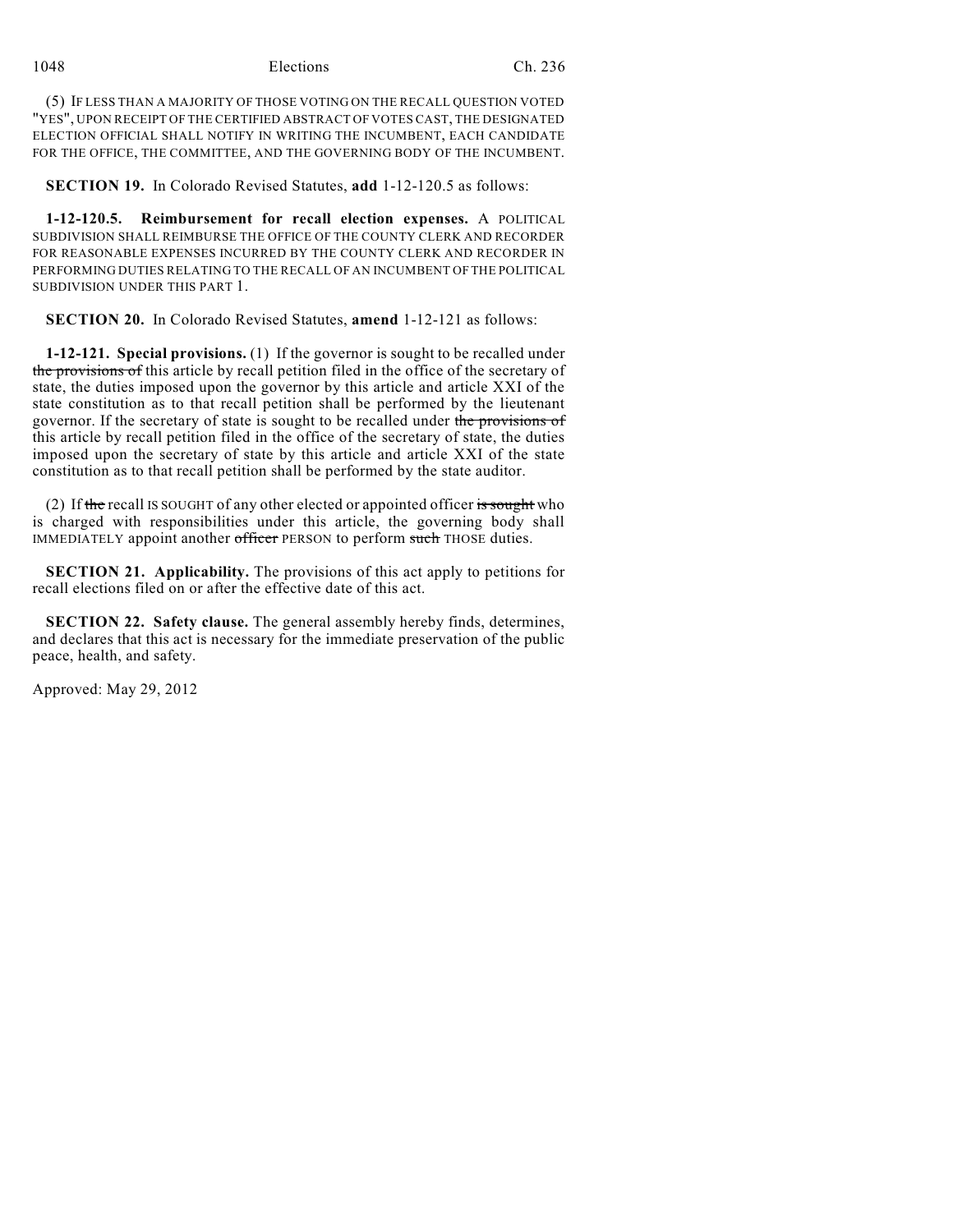(5) IF LESS THAN A MAJORITY OF THOSE VOTING ON THE RECALL QUESTION VOTED "YES", UPON RECEIPT OF THE CERTIFIED ABSTRACT OF VOTES CAST, THE DESIGNATED ELECTION OFFICIAL SHALL NOTIFY IN WRITING THE INCUMBENT, EACH CANDIDATE FOR THE OFFICE, THE COMMITTEE, AND THE GOVERNING BODY OF THE INCUMBENT.

**SECTION 19.** In Colorado Revised Statutes, **add** 1-12-120.5 as follows:

**1-12-120.5. Reimbursement for recall election expenses.** A POLITICAL SUBDIVISION SHALL REIMBURSE THE OFFICE OF THE COUNTY CLERK AND RECORDER FOR REASONABLE EXPENSES INCURRED BY THE COUNTY CLERK AND RECORDER IN PERFORMING DUTIES RELATING TO THE RECALL OF AN INCUMBENT OF THE POLITICAL SUBDIVISION UNDER THIS PART 1.

**SECTION 20.** In Colorado Revised Statutes, **amend** 1-12-121 as follows:

**1-12-121. Special provisions.** (1) If the governor is sought to be recalled under ~~the provisions of~~ this article by recall petition filed in the office of the secretary of state, the duties imposed upon the governor by this article and article XXI of the state constitution as to that recall petition shall be performed by the lieutenant governor. If the secretary of state is sought to be recalled under ~~the provisions of~~ this article by recall petition filed in the office of the secretary of state, the duties imposed upon the secretary of state by this article and article XXI of the state constitution as to that recall petition shall be performed by the state auditor.

(2) If ~~the~~ recall IS SOUGHT of any other elected or appointed officer ~~is sought~~ who is charged with responsibilities under this article, the governing body shall IMMEDIATELY appoint another ~~officer~~ PERSON to perform ~~such~~ THOSE duties.

**SECTION 21. Applicability.** The provisions of this act apply to petitions for recall elections filed on or after the effective date of this act.

**SECTION 22. Safety clause.** The general assembly hereby finds, determines, and declares that this act is necessary for the immediate preservation of the public peace, health, and safety.

Approved: May 29, 2012